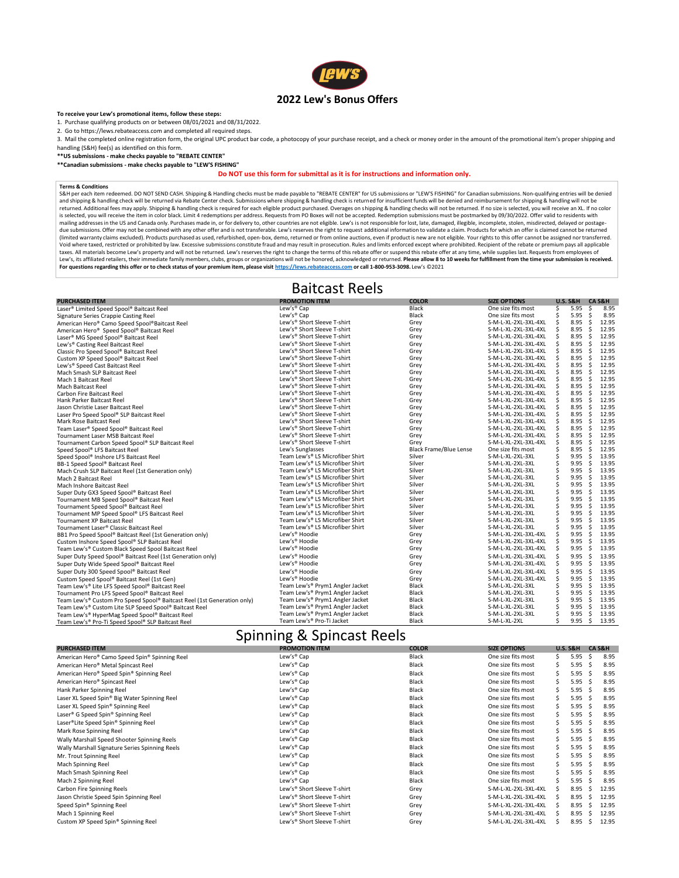# 2022 Lew's Bonus Offers

**To receive your Lew's promotional items, follow these steps:**

1. Purchase qualifying products on or between 08/01/2021 and 08/31/2022.
2. Go to https://lews.rebateaccess.com and completed all required steps.
3. Mail the completed online registration form, the original UPC product bar code, a photocopy of your purchase receipt, and a check or money order in the amount of the promotional item's proper shipping and handling (S&H) fee(s) as identified on this form.

**\*\*US submissions - make checks payable to "REBATE CENTER"**

**\*\*Canadian submissions - make checks payable to "LEW'S FISHING"**

**Do NOT use this form for submittal as it is for instructions and information only.**

**Terms & Conditions**

S&H per each item redeemed. DO NOT SEND CASH. Shipping & Handling checks must be made payable to "REBATE CENTER" for US submissions or "LEW'S FISHING" for Canadian submissions. Non-qualifying entries will be denied and shipping & handling check will be returned via Rebate Center check. Submissions where shipping & handling check is returned for insufficient funds will be denied and reimbursement for shipping & handling will not be returned. Additional fees may apply. Shipping & handling check is required for each eligible product purchased. Overages on shipping & handling checks will not be returned. If no size is selected, you will receive an XL. If no color is selected, you will receive the item in color black. Limit 4 redemptions per address. Requests from PO Boxes will not be accepted. Redemption submissions must be postmarked by 09/30/2022. Offer valid to residents with mailing addresses in the US and Canada only. Purchases made in, or for delivery to, other countries are not eligible. Lew's is not responsible for lost, late, damaged, illegible, incomplete, stolen, misdirected, delayed or postage-due submissions. Offer may not be combined with any other offer and is not transferable. Lew's reserves the right to request additional information to validate a claim. Products for which an offer is claimed cannot be returned (limited warranty claims excluded). Products purchased as used, refurbished, open-box, demo, returned or from online auctions, even if product is new are not eligible. Your rights to this offer cannot be assigned nor transferred. Void where taxed, restricted or prohibited by law. Excessive submissions constitute fraud and may result in prosecution. Rules and limits enforced except where prohibited. Recipient of the rebate or premium pays all applicable taxes. All materials become Lew's property and will not be returned. Lew's reserves the right to change the terms of this rebate offer or suspend this rebate offer at any time, while supplies last. Requests from employees of Lew's, its affiliated retailers, their immediate family members, clubs, groups or organizations will not be honored, acknowledged or returned. **Please allow 8 to 10 weeks for fulfillment from the time your submission is received. For questions regarding this offer or to check status of your premium item, please visit https://lews.rebateaccess.com or call 1-800-953-3098.** Lew's ©2021

## Baitcast Reels

| PURCHASED ITEM | PROMOTION ITEM | COLOR | SIZE OPTIONS | U.S. S&H | CA S&H |
|---|---|---|---|---|---|
| Laser® Limited Speed Spool® Baitcast Reel | Lew's® Cap | Black | One size fits most | $ 5.95 | $ 8.95 |
| Signature Series Crappie Casting Reel | Lew's® Cap | Black | One size fits most | $ 5.95 | $ 8.95 |
| American Hero® Camo Speed Spool®Baitcast Reel | Lew's® Short Sleeve T-shirt | Grey | S-M-L-XL-2XL-3XL-4XL | $ 8.95 | $ 12.95 |
| American Hero® Speed Spool® Baitcast Reel | Lew's® Short Sleeve T-shirt | Grey | S-M-L-XL-2XL-3XL-4XL | $ 8.95 | $ 12.95 |
| Laser® MG Speed Spool® Baitcast Reel | Lew's® Short Sleeve T-shirt | Grey | S-M-L-XL-2XL-3XL-4XL | $ 8.95 | $ 12.95 |
| Lew's® Casting Reel Baitcast Reel | Lew's® Short Sleeve T-shirt | Grey | S-M-L-XL-2XL-3XL-4XL | $ 8.95 | $ 12.95 |
| Classic Pro Speed Spool® Baitcast Reel | Lew's® Short Sleeve T-shirt | Grey | S-M-L-XL-2XL-3XL-4XL | $ 8.95 | $ 12.95 |
| Custom XP Speed Spool® Baitcast Reel | Lew's® Short Sleeve T-shirt | Grey | S-M-L-XL-2XL-3XL-4XL | $ 8.95 | $ 12.95 |
| Lew's® Speed Cast Baitcast Reel | Lew's® Short Sleeve T-shirt | Grey | S-M-L-XL-2XL-3XL-4XL | $ 8.95 | $ 12.95 |
| Mach Smash SLP Baitcast Reel | Lew's® Short Sleeve T-shirt | Grey | S-M-L-XL-2XL-3XL-4XL | $ 8.95 | $ 12.95 |
| Mach 1 Baitcast Reel | Lew's® Short Sleeve T-shirt | Grey | S-M-L-XL-2XL-3XL-4XL | $ 8.95 | $ 12.95 |
| Mach Baitcast Reel | Lew's® Short Sleeve T-shirt | Grey | S-M-L-XL-2XL-3XL-4XL | $ 8.95 | $ 12.95 |
| Carbon Fire Baitcast Reel | Lew's® Short Sleeve T-shirt | Grey | S-M-L-XL-2XL-3XL-4XL | $ 8.95 | $ 12.95 |
| Hank Parker Baitcast Reel | Lew's® Short Sleeve T-shirt | Grey | S-M-L-XL-2XL-3XL-4XL | $ 8.95 | $ 12.95 |
| Jason Christie Laser Baitcast Reel | Lew's® Short Sleeve T-shirt | Grey | S-M-L-XL-2XL-3XL-4XL | $ 8.95 | $ 12.95 |
| Laser Pro Speed Spool® SLP Baitcast Reel | Lew's® Short Sleeve T-shirt | Grey | S-M-L-XL-2XL-3XL-4XL | $ 8.95 | $ 12.95 |
| Mark Rose Baitcast Reel | Lew's® Short Sleeve T-shirt | Grey | S-M-L-XL-2XL-3XL-4XL | $ 8.95 | $ 12.95 |
| Team Laser® Speed Spool® Baitcast Reel | Lew's® Short Sleeve T-shirt | Grey | S-M-L-XL-2XL-3XL-4XL | $ 8.95 | $ 12.95 |
| Tournament Laser MSB Baitcast Reel | Lew's® Short Sleeve T-shirt | Grey | S-M-L-XL-2XL-3XL-4XL | $ 8.95 | $ 12.95 |
| Tournament Carbon Speed Spool® SLP Baitcast Reel | Lew's® Short Sleeve T-shirt | Grey | S-M-L-XL-2XL-3XL-4XL | $ 8.95 | $ 12.95 |
| Speed Spool® LFS Baitcast Reel | Lew's Sunglasses | Black Frame/Blue Lense | One size fits most | $ 8.95 | $ 12.95 |
| Speed Spool® Inshore LFS Baitcast Reel | Team Lew's® LS Microfiber Shirt | Silver | S-M-L-XL-2XL-3XL | $ 9.95 | $ 13.95 |
| BB-1 Speed Spool® Baitcast Reel | Team Lew's® LS Microfiber Shirt | Silver | S-M-L-XL-2XL-3XL | $ 9.95 | $ 13.95 |
| Mach Crush SLP Baitcast Reel (1st Generation only) | Team Lew's® LS Microfiber Shirt | Silver | S-M-L-XL-2XL-3XL | $ 9.95 | $ 13.95 |
| Mach 2 Baitcast Reel | Team Lew's® LS Microfiber Shirt | Silver | S-M-L-XL-2XL-3XL | $ 9.95 | $ 13.95 |
| Mach Inshore Baitcast Reel | Team Lew's® LS Microfiber Shirt | Silver | S-M-L-XL-2XL-3XL | $ 9.95 | $ 13.95 |
| Super Duty GX3 Speed Spool® Baitcast Reel | Team Lew's® LS Microfiber Shirt | Silver | S-M-L-XL-2XL-3XL | $ 9.95 | $ 13.95 |
| Tournament MB Speed Spool® Baitcast Reel | Team Lew's® LS Microfiber Shirt | Silver | S-M-L-XL-2XL-3XL | $ 9.95 | $ 13.95 |
| Tournament Speed Spool® Baitcast Reel | Team Lew's® LS Microfiber Shirt | Silver | S-M-L-XL-2XL-3XL | $ 9.95 | $ 13.95 |
| Tournament MP Speed Spool® LFS Baitcast Reel | Team Lew's® LS Microfiber Shirt | Silver | S-M-L-XL-2XL-3XL | $ 9.95 | $ 13.95 |
| Tournament XP Baitcast Reel | Team Lew's® LS Microfiber Shirt | Silver | S-M-L-XL-2XL-3XL | $ 9.95 | $ 13.95 |
| Tournament Laser® Classic Baitcast Reel | Team Lew's® LS Microfiber Shirt | Silver | S-M-L-XL-2XL-3XL | $ 9.95 | $ 13.95 |
| BB1 Pro Speed Spool® Baitcast Reel (1st Generation only) | Lew's® Hoodie | Grey | S-M-L-XL-2XL-3XL-4XL | $ 9.95 | $ 13.95 |
| Custom Inshore Speed Spool® SLP Baitcast Reel | Lew's® Hoodie | Grey | S-M-L-XL-2XL-3XL-4XL | $ 9.95 | $ 13.95 |
| Team Lew's® Custom Black Speed Spool Baitcast Reel | Lew's® Hoodie | Grey | S-M-L-XL-2XL-3XL-4XL | $ 9.95 | $ 13.95 |
| Super Duty Speed Spool® Baitcast Reel (1st Generation only) | Lew's® Hoodie | Grey | S-M-L-XL-2XL-3XL-4XL | $ 9.95 | $ 13.95 |
| Super Duty Wide Speed Spool® Baitcast Reel | Lew's® Hoodie | Grey | S-M-L-XL-2XL-3XL-4XL | $ 9.95 | $ 13.95 |
| Super Duty 300 Speed Spool® Baitcast Reel | Lew's® Hoodie | Grey | S-M-L-XL-2XL-3XL-4XL | $ 9.95 | $ 13.95 |
| Custom Speed Spool® Baitcast Reel (1st Gen) | Lew's® Hoodie | Grey | S-M-L-XL-2XL-3XL-4XL | $ 9.95 | $ 13.95 |
| Team Lew's® Lite LFS Speed Spool® Baitcast Reel | Team Lew's® Prym1 Angler Jacket | Black | S-M-L-XL-2XL-3XL | $ 9.95 | $ 13.95 |
| Tournament Pro LFS Speed Spool® Baitcast Reel | Team Lew's® Prym1 Angler Jacket | Black | S-M-L-XL-2XL-3XL | $ 9.95 | $ 13.95 |
| Team Lew's® Custom Pro Speed Spool® Baitcast Reel (1st Generation only) | Team Lew's® Prym1 Angler Jacket | Black | S-M-L-XL-2XL-3XL | $ 9.95 | $ 13.95 |
| Team Lew's® Custom Lite SLP Speed Spool® Baitcast Reel | Team Lew's® Prym1 Angler Jacket | Black | S-M-L-XL-2XL-3XL | $ 9.95 | $ 13.95 |
| Team Lew's® HyperMag Speed Spool® Baitcast Reel | Team Lew's® Prym1 Angler Jacket | Black | S-M-L-XL-2XL-3XL | $ 9.95 | $ 13.95 |
| Team Lew's® Pro-Ti Speed Spool® SLP Baitcast Reel | Team Lew's® Pro-Ti Jacket | Black | S-M-L-XL-2XL | $ 9.95 | $ 13.95 |

## Spinning & Spincast Reels

| PURCHASED ITEM | PROMOTION ITEM | COLOR | SIZE OPTIONS | U.S. S&H | CA S&H |
|---|---|---|---|---|---|
| American Hero® Camo Speed Spin® Spinning Reel | Lew's® Cap | Black | One size fits most | $ 5.95 | $ 8.95 |
| American Hero® Metal Spincast Reel | Lew's® Cap | Black | One size fits most | $ 5.95 | $ 8.95 |
| American Hero® Speed Spin® Spinning Reel | Lew's® Cap | Black | One size fits most | $ 5.95 | $ 8.95 |
| American Hero® Spincast Reel | Lew's® Cap | Black | One size fits most | $ 5.95 | $ 8.95 |
| Hank Parker Spinning Reel | Lew's® Cap | Black | One size fits most | $ 5.95 | $ 8.95 |
| Laser XL Speed Spin® Big Water Spinning Reel | Lew's® Cap | Black | One size fits most | $ 5.95 | $ 8.95 |
| Laser XL Speed Spin® Spinning Reel | Lew's® Cap | Black | One size fits most | $ 5.95 | $ 8.95 |
| Laser® G Speed Spin® Spinning Reel | Lew's® Cap | Black | One size fits most | $ 5.95 | $ 8.95 |
| Laser®Lite Speed Spin® Spinning Reel | Lew's® Cap | Black | One size fits most | $ 5.95 | $ 8.95 |
| Mark Rose Spinning Reel | Lew's® Cap | Black | One size fits most | $ 5.95 | $ 8.95 |
| Wally Marshall Speed Shooter Spinning Reels | Lew's® Cap | Black | One size fits most | $ 5.95 | $ 8.95 |
| Wally Marshall Signature Series Spinning Reels | Lew's® Cap | Black | One size fits most | $ 5.95 | $ 8.95 |
| Mr. Trout Spinning Reel | Lew's® Cap | Black | One size fits most | $ 5.95 | $ 8.95 |
| Mach Spinning Reel | Lew's® Cap | Black | One size fits most | $ 5.95 | $ 8.95 |
| Mach Smash Spinning Reel | Lew's® Cap | Black | One size fits most | $ 5.95 | $ 8.95 |
| Mach 2 Spinning Reel | Lew's® Cap | Black | One size fits most | $ 5.95 | $ 8.95 |
| Carbon Fire Spinning Reels | Lew's® Short Sleeve T-shirt | Grey | S-M-L-XL-2XL-3XL-4XL | $ 8.95 | $ 12.95 |
| Jason Christie Speed Spin Spinning Reel | Lew's® Short Sleeve T-shirt | Grey | S-M-L-XL-2XL-3XL-4XL | $ 8.95 | $ 12.95 |
| Speed Spin® Spinning Reel | Lew's® Short Sleeve T-shirt | Grey | S-M-L-XL-2XL-3XL-4XL | $ 8.95 | $ 12.95 |
| Mach 1 Spinning Reel | Lew's® Short Sleeve T-shirt | Grey | S-M-L-XL-2XL-3XL-4XL | $ 8.95 | $ 12.95 |
| Custom XP Speed Spin® Spinning Reel | Lew's® Short Sleeve T-shirt | Grey | S-M-L-XL-2XL-3XL-4XL | $ 8.95 | $ 12.95 |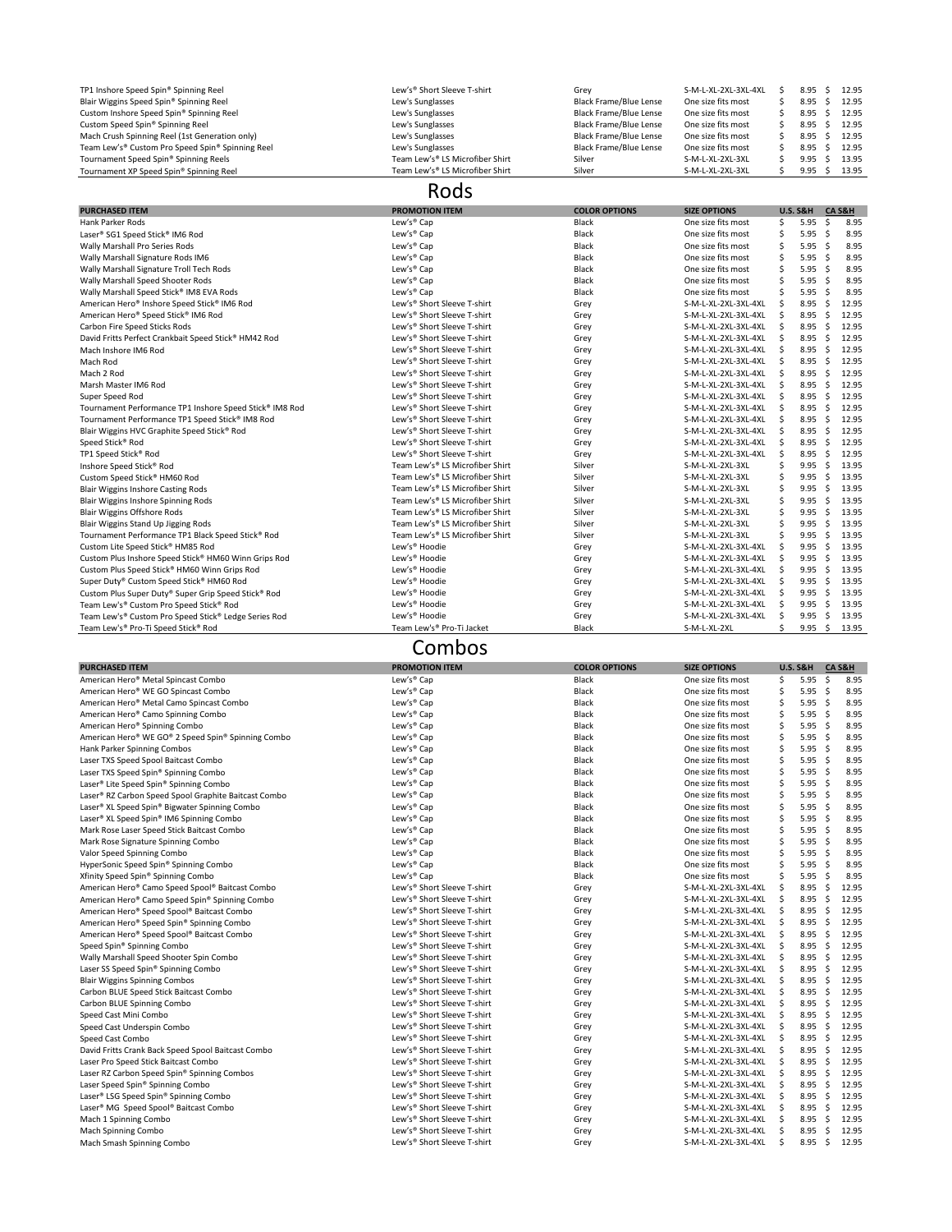| PURCHASED ITEM | PROMOTION ITEM | COLOR OPTIONS | SIZE OPTIONS | U.S. S&H | CA S&H |
|---|---|---|---|---|---|
| TP1 Inshore Speed Spin® Spinning Reel | Lew's® Short Sleeve T-shirt | Grey | S-M-L-XL-2XL-3XL-4XL | $ 8.95 | $ 12.95 |
| Blair Wiggins Speed Spin® Spinning Reel | Lew's Sunglasses | Black Frame/Blue Lense | One size fits most | $ 8.95 | $ 12.95 |
| Custom Inshore Speed Spin® Spinning Reel | Lew's Sunglasses | Black Frame/Blue Lense | One size fits most | $ 8.95 | $ 12.95 |
| Custom Speed Spin® Spinning Reel | Lew's Sunglasses | Black Frame/Blue Lense | One size fits most | $ 8.95 | $ 12.95 |
| Mach Crush Spinning Reel (1st Generation only) | Lew's Sunglasses | Black Frame/Blue Lense | One size fits most | $ 8.95 | $ 12.95 |
| Team Lew's® Custom Pro Speed Spin® Spinning Reel | Lew's Sunglasses | Black Frame/Blue Lense | One size fits most | $ 8.95 | $ 12.95 |
| Tournament Speed Spin® Spinning Reels | Team Lew's® LS Microfiber Shirt | Silver | S-M-L-XL-2XL-3XL | $ 9.95 | $ 13.95 |
| Tournament XP Speed Spin® Spinning Reel | Team Lew's® LS Microfiber Shirt | Silver | S-M-L-XL-2XL-3XL | $ 9.95 | $ 13.95 |

# Rods

| PURCHASED ITEM | PROMOTION ITEM | COLOR OPTIONS | SIZE OPTIONS | U.S. S&H | CA S&H |
|---|---|---|---|---|---|
| Hank Parker Rods | Lew's® Cap | Black | One size fits most | $ 5.95 | $ 8.95 |
| Laser® SG1 Speed Stick® IM6 Rod | Lew's® Cap | Black | One size fits most | $ 5.95 | $ 8.95 |
| Wally Marshall Pro Series Rods | Lew's® Cap | Black | One size fits most | $ 5.95 | $ 8.95 |
| Wally Marshall Signature Rods IM6 | Lew's® Cap | Black | One size fits most | $ 5.95 | $ 8.95 |
| Wally Marshall Signature Troll Tech Rods | Lew's® Cap | Black | One size fits most | $ 5.95 | $ 8.95 |
| Wally Marshall Speed Shooter Rods | Lew's® Cap | Black | One size fits most | $ 5.95 | $ 8.95 |
| Wally Marshall Speed Stick® IM8 EVA Rods | Lew's® Cap | Black | One size fits most | $ 5.95 | $ 8.95 |
| American Hero® Inshore Speed Stick® IM6 Rod | Lew's® Short Sleeve T-shirt | Grey | S-M-L-XL-2XL-3XL-4XL | $ 8.95 | $ 12.95 |
| American Hero® Speed Stick® IM6 Rod | Lew's® Short Sleeve T-shirt | Grey | S-M-L-XL-2XL-3XL-4XL | $ 8.95 | $ 12.95 |
| Carbon Fire Speed Sticks Rods | Lew's® Short Sleeve T-shirt | Grey | S-M-L-XL-2XL-3XL-4XL | $ 8.95 | $ 12.95 |
| David Fritts Perfect Crankbait Speed Stick® HM42 Rod | Lew's® Short Sleeve T-shirt | Grey | S-M-L-XL-2XL-3XL-4XL | $ 8.95 | $ 12.95 |
| Mach Inshore IM6 Rod | Lew's® Short Sleeve T-shirt | Grey | S-M-L-XL-2XL-3XL-4XL | $ 8.95 | $ 12.95 |
| Mach Rod | Lew's® Short Sleeve T-shirt | Grey | S-M-L-XL-2XL-3XL-4XL | $ 8.95 | $ 12.95 |
| Mach 2 Rod | Lew's® Short Sleeve T-shirt | Grey | S-M-L-XL-2XL-3XL-4XL | $ 8.95 | $ 12.95 |
| Marsh Master IM6 Rod | Lew's® Short Sleeve T-shirt | Grey | S-M-L-XL-2XL-3XL-4XL | $ 8.95 | $ 12.95 |
| Super Speed Rod | Lew's® Short Sleeve T-shirt | Grey | S-M-L-XL-2XL-3XL-4XL | $ 8.95 | $ 12.95 |
| Tournament Performance TP1 Inshore Speed Stick® IM8 Rod | Lew's® Short Sleeve T-shirt | Grey | S-M-L-XL-2XL-3XL-4XL | $ 8.95 | $ 12.95 |
| Tournament Performance TP1 Speed Stick® IM8 Rod | Lew's® Short Sleeve T-shirt | Grey | S-M-L-XL-2XL-3XL-4XL | $ 8.95 | $ 12.95 |
| Blair Wiggins HVC Graphite Speed Stick® Rod | Lew's® Short Sleeve T-shirt | Grey | S-M-L-XL-2XL-3XL-4XL | $ 8.95 | $ 12.95 |
| Speed Stick® Rod | Lew's® Short Sleeve T-shirt | Grey | S-M-L-XL-2XL-3XL-4XL | $ 8.95 | $ 12.95 |
| TP1 Speed Stick® Rod | Lew's® Short Sleeve T-shirt | Grey | S-M-L-XL-2XL-3XL-4XL | $ 8.95 | $ 12.95 |
| Inshore Speed Stick® Rod | Team Lew's® LS Microfiber Shirt | Silver | S-M-L-XL-2XL-3XL | $ 9.95 | $ 13.95 |
| Custom Speed Stick® HM60 Rod | Team Lew's® LS Microfiber Shirt | Silver | S-M-L-XL-2XL-3XL | $ 9.95 | $ 13.95 |
| Blair Wiggins Inshore Casting Rods | Team Lew's® LS Microfiber Shirt | Silver | S-M-L-XL-2XL-3XL | $ 9.95 | $ 13.95 |
| Blair Wiggins Inshore Spinning Rods | Team Lew's® LS Microfiber Shirt | Silver | S-M-L-XL-2XL-3XL | $ 9.95 | $ 13.95 |
| Blair Wiggins Offshore Rods | Team Lew's® LS Microfiber Shirt | Silver | S-M-L-XL-2XL-3XL | $ 9.95 | $ 13.95 |
| Blair Wiggins Stand Up Jigging Rods | Team Lew's® LS Microfiber Shirt | Silver | S-M-L-XL-2XL-3XL | $ 9.95 | $ 13.95 |
| Tournament Performance TP1 Black Speed Stick® Rod | Team Lew's® LS Microfiber Shirt | Silver | S-M-L-XL-2XL-3XL | $ 9.95 | $ 13.95 |
| Custom Lite Speed Stick® HM85 Rod | Lew's® Hoodie | Grey | S-M-L-XL-2XL-3XL-4XL | $ 9.95 | $ 13.95 |
| Custom Plus Inshore Speed Stick® HM60 Winn Grips Rod | Lew's® Hoodie | Grey | S-M-L-XL-2XL-3XL-4XL | $ 9.95 | $ 13.95 |
| Custom Plus Speed Stick® HM60 Winn Grips Rod | Lew's® Hoodie | Grey | S-M-L-XL-2XL-3XL-4XL | $ 9.95 | $ 13.95 |
| Super Duty® Custom Speed Stick® HM60 Rod | Lew's® Hoodie | Grey | S-M-L-XL-2XL-3XL-4XL | $ 9.95 | $ 13.95 |
| Custom Plus Super Duty® Super Grip Speed Stick® Rod | Lew's® Hoodie | Grey | S-M-L-XL-2XL-3XL-4XL | $ 9.95 | $ 13.95 |
| Team Lew's® Custom Pro Speed Stick® Rod | Lew's® Hoodie | Grey | S-M-L-XL-2XL-3XL-4XL | $ 9.95 | $ 13.95 |
| Team Lew's® Custom Pro Speed Stick® Ledge Series Rod | Lew's® Hoodie | Grey | S-M-L-XL-2XL-3XL-4XL | $ 9.95 | $ 13.95 |
| Team Lew's® Pro-Ti Speed Stick® Rod | Team Lew's® Pro-Ti Jacket | Black | S-M-L-XL-2XL | $ 9.95 | $ 13.95 |

# Combos

| PURCHASED ITEM | PROMOTION ITEM | COLOR OPTIONS | SIZE OPTIONS | U.S. S&H | CA S&H |
|---|---|---|---|---|---|
| American Hero® Metal Spincast Combo | Lew's® Cap | Black | One size fits most | $ 5.95 | $ 8.95 |
| American Hero® WE GO Spincast Combo | Lew's® Cap | Black | One size fits most | $ 5.95 | $ 8.95 |
| American Hero® Metal Camo Spincast Combo | Lew's® Cap | Black | One size fits most | $ 5.95 | $ 8.95 |
| American Hero® Camo Spinning Combo | Lew's® Cap | Black | One size fits most | $ 5.95 | $ 8.95 |
| American Hero® Spinning Combo | Lew's® Cap | Black | One size fits most | $ 5.95 | $ 8.95 |
| American Hero® WE GO® 2 Speed Spin® Spinning Combo | Lew's® Cap | Black | One size fits most | $ 5.95 | $ 8.95 |
| Hank Parker Spinning Combos | Lew's® Cap | Black | One size fits most | $ 5.95 | $ 8.95 |
| Laser TXS Speed Spool Baitcast Combo | Lew's® Cap | Black | One size fits most | $ 5.95 | $ 8.95 |
| Laser TXS Speed Spin® Spinning Combo | Lew's® Cap | Black | One size fits most | $ 5.95 | $ 8.95 |
| Laser® Lite Speed Spin® Spinning Combo | Lew's® Cap | Black | One size fits most | $ 5.95 | $ 8.95 |
| Laser® RZ Carbon Speed Spool Graphite Baitcast Combo | Lew's® Cap | Black | One size fits most | $ 5.95 | $ 8.95 |
| Laser® XL Speed Spin® Bigwater Spinning Combo | Lew's® Cap | Black | One size fits most | $ 5.95 | $ 8.95 |
| Laser® XL Speed Spin® IM6 Spinning Combo | Lew's® Cap | Black | One size fits most | $ 5.95 | $ 8.95 |
| Mark Rose Laser Speed Stick Baitcast Combo | Lew's® Cap | Black | One size fits most | $ 5.95 | $ 8.95 |
| Mark Rose Signature Spinning Combo | Lew's® Cap | Black | One size fits most | $ 5.95 | $ 8.95 |
| Valor Speed Spinning Combo | Lew's® Cap | Black | One size fits most | $ 5.95 | $ 8.95 |
| HyperSonic Speed Spin® Spinning Combo | Lew's® Cap | Black | One size fits most | $ 5.95 | $ 8.95 |
| Xfinity Speed Spin® Spinning Combo | Lew's® Cap | Black | One size fits most | $ 5.95 | $ 8.95 |
| American Hero® Camo Speed Spool® Baitcast Combo | Lew's® Short Sleeve T-shirt | Grey | S-M-L-XL-2XL-3XL-4XL | $ 8.95 | $ 12.95 |
| American Hero® Camo Speed Spin® Spinning Combo | Lew's® Short Sleeve T-shirt | Grey | S-M-L-XL-2XL-3XL-4XL | $ 8.95 | $ 12.95 |
| American Hero® Speed Spool® Baitcast Combo | Lew's® Short Sleeve T-shirt | Grey | S-M-L-XL-2XL-3XL-4XL | $ 8.95 | $ 12.95 |
| American Hero® Speed Spin® Spinning Combo | Lew's® Short Sleeve T-shirt | Grey | S-M-L-XL-2XL-3XL-4XL | $ 8.95 | $ 12.95 |
| American Hero® Speed Spool® Baitcast Combo | Lew's® Short Sleeve T-shirt | Grey | S-M-L-XL-2XL-3XL-4XL | $ 8.95 | $ 12.95 |
| Speed Spin® Spinning Combo | Lew's® Short Sleeve T-shirt | Grey | S-M-L-XL-2XL-3XL-4XL | $ 8.95 | $ 12.95 |
| Wally Marshall Speed Shooter Spin Combo | Lew's® Short Sleeve T-shirt | Grey | S-M-L-XL-2XL-3XL-4XL | $ 8.95 | $ 12.95 |
| Laser SS Speed Spin® Spinning Combo | Lew's® Short Sleeve T-shirt | Grey | S-M-L-XL-2XL-3XL-4XL | $ 8.95 | $ 12.95 |
| Blair Wiggins Spinning Combos | Lew's® Short Sleeve T-shirt | Grey | S-M-L-XL-2XL-3XL-4XL | $ 8.95 | $ 12.95 |
| Carbon BLUE Speed Stick Baitcast Combo | Lew's® Short Sleeve T-shirt | Grey | S-M-L-XL-2XL-3XL-4XL | $ 8.95 | $ 12.95 |
| Carbon BLUE Spinning Combo | Lew's® Short Sleeve T-shirt | Grey | S-M-L-XL-2XL-3XL-4XL | $ 8.95 | $ 12.95 |
| Speed Cast Mini Combo | Lew's® Short Sleeve T-shirt | Grey | S-M-L-XL-2XL-3XL-4XL | $ 8.95 | $ 12.95 |
| Speed Cast Underspin Combo | Lew's® Short Sleeve T-shirt | Grey | S-M-L-XL-2XL-3XL-4XL | $ 8.95 | $ 12.95 |
| Speed Cast Combo | Lew's® Short Sleeve T-shirt | Grey | S-M-L-XL-2XL-3XL-4XL | $ 8.95 | $ 12.95 |
| David Fritts Crank Back Speed Spool Baitcast Combo | Lew's® Short Sleeve T-shirt | Grey | S-M-L-XL-2XL-3XL-4XL | $ 8.95 | $ 12.95 |
| Laser Pro Speed Stick Baitcast Combo | Lew's® Short Sleeve T-shirt | Grey | S-M-L-XL-2XL-3XL-4XL | $ 8.95 | $ 12.95 |
| Laser RZ Carbon Speed Spin® Spinning Combos | Lew's® Short Sleeve T-shirt | Grey | S-M-L-XL-2XL-3XL-4XL | $ 8.95 | $ 12.95 |
| Laser Speed Spin® Spinning Combo | Lew's® Short Sleeve T-shirt | Grey | S-M-L-XL-2XL-3XL-4XL | $ 8.95 | $ 12.95 |
| Laser® LSG Speed Spin® Spinning Combo | Lew's® Short Sleeve T-shirt | Grey | S-M-L-XL-2XL-3XL-4XL | $ 8.95 | $ 12.95 |
| Laser® MG Speed Spool® Baitcast Combo | Lew's® Short Sleeve T-shirt | Grey | S-M-L-XL-2XL-3XL-4XL | $ 8.95 | $ 12.95 |
| Mach 1 Spinning Combo | Lew's® Short Sleeve T-shirt | Grey | S-M-L-XL-2XL-3XL-4XL | $ 8.95 | $ 12.95 |
| Mach Spinning Combo | Lew's® Short Sleeve T-shirt | Grey | S-M-L-XL-2XL-3XL-4XL | $ 8.95 | $ 12.95 |
| Mach Smash Spinning Combo | Lew's® Short Sleeve T-shirt | Grey | S-M-L-XL-2XL-3XL-4XL | $ 8.95 | $ 12.95 |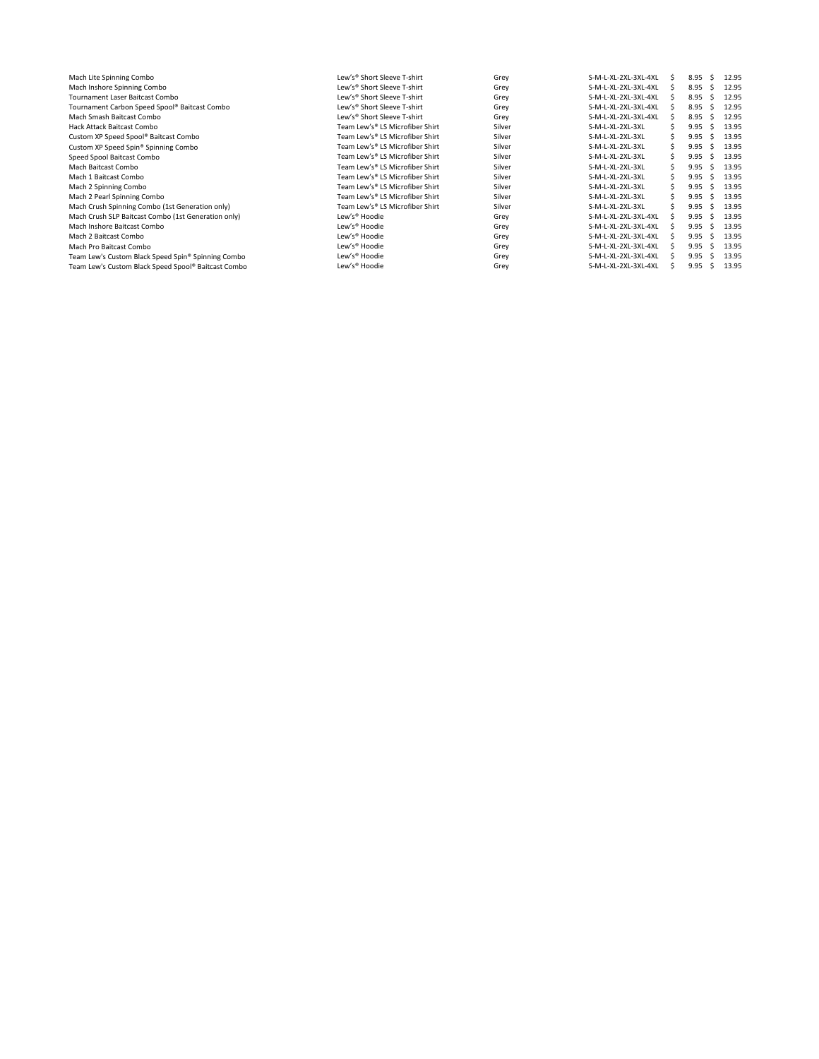| | | | | | |
|---|---|---|---|---|---|
| Mach Lite Spinning Combo | Lew's® Short Sleeve T-shirt | Grey | S-M-L-XL-2XL-3XL-4XL | $ 8.95 | $ 12.95 |
| Mach Inshore Spinning Combo | Lew's® Short Sleeve T-shirt | Grey | S-M-L-XL-2XL-3XL-4XL | $ 8.95 | $ 12.95 |
| Tournament Laser Baitcast Combo | Lew's® Short Sleeve T-shirt | Grey | S-M-L-XL-2XL-3XL-4XL | $ 8.95 | $ 12.95 |
| Tournament Carbon Speed Spool® Baitcast Combo | Lew's® Short Sleeve T-shirt | Grey | S-M-L-XL-2XL-3XL-4XL | $ 8.95 | $ 12.95 |
| Mach Smash Baitcast Combo | Lew's® Short Sleeve T-shirt | Grey | S-M-L-XL-2XL-3XL-4XL | $ 8.95 | $ 12.95 |
| Hack Attack Baitcast Combo | Team Lew's® LS Microfiber Shirt | Silver | S-M-L-XL-2XL-3XL | $ 9.95 | $ 13.95 |
| Custom XP Speed Spool® Baitcast Combo | Team Lew's® LS Microfiber Shirt | Silver | S-M-L-XL-2XL-3XL | $ 9.95 | $ 13.95 |
| Custom XP Speed Spin® Spinning Combo | Team Lew's® LS Microfiber Shirt | Silver | S-M-L-XL-2XL-3XL | $ 9.95 | $ 13.95 |
| Speed Spool Baitcast Combo | Team Lew's® LS Microfiber Shirt | Silver | S-M-L-XL-2XL-3XL | $ 9.95 | $ 13.95 |
| Mach Baitcast Combo | Team Lew's® LS Microfiber Shirt | Silver | S-M-L-XL-2XL-3XL | $ 9.95 | $ 13.95 |
| Mach 1 Baitcast Combo | Team Lew's® LS Microfiber Shirt | Silver | S-M-L-XL-2XL-3XL | $ 9.95 | $ 13.95 |
| Mach 2 Spinning Combo | Team Lew's® LS Microfiber Shirt | Silver | S-M-L-XL-2XL-3XL | $ 9.95 | $ 13.95 |
| Mach 2 Pearl Spinning Combo | Team Lew's® LS Microfiber Shirt | Silver | S-M-L-XL-2XL-3XL | $ 9.95 | $ 13.95 |
| Mach Crush Spinning Combo (1st Generation only) | Team Lew's® LS Microfiber Shirt | Silver | S-M-L-XL-2XL-3XL | $ 9.95 | $ 13.95 |
| Mach Crush SLP Baitcast Combo (1st Generation only) | Lew's® Hoodie | Grey | S-M-L-XL-2XL-3XL-4XL | $ 9.95 | $ 13.95 |
| Mach Inshore Baitcast Combo | Lew's® Hoodie | Grey | S-M-L-XL-2XL-3XL-4XL | $ 9.95 | $ 13.95 |
| Mach 2 Baitcast Combo | Lew's® Hoodie | Grey | S-M-L-XL-2XL-3XL-4XL | $ 9.95 | $ 13.95 |
| Mach Pro Baitcast Combo | Lew's® Hoodie | Grey | S-M-L-XL-2XL-3XL-4XL | $ 9.95 | $ 13.95 |
| Team Lew's Custom Black Speed Spin® Spinning Combo | Lew's® Hoodie | Grey | S-M-L-XL-2XL-3XL-4XL | $ 9.95 | $ 13.95 |
| Team Lew's Custom Black Speed Spool® Baitcast Combo | Lew's® Hoodie | Grey | S-M-L-XL-2XL-3XL-4XL | $ 9.95 | $ 13.95 |